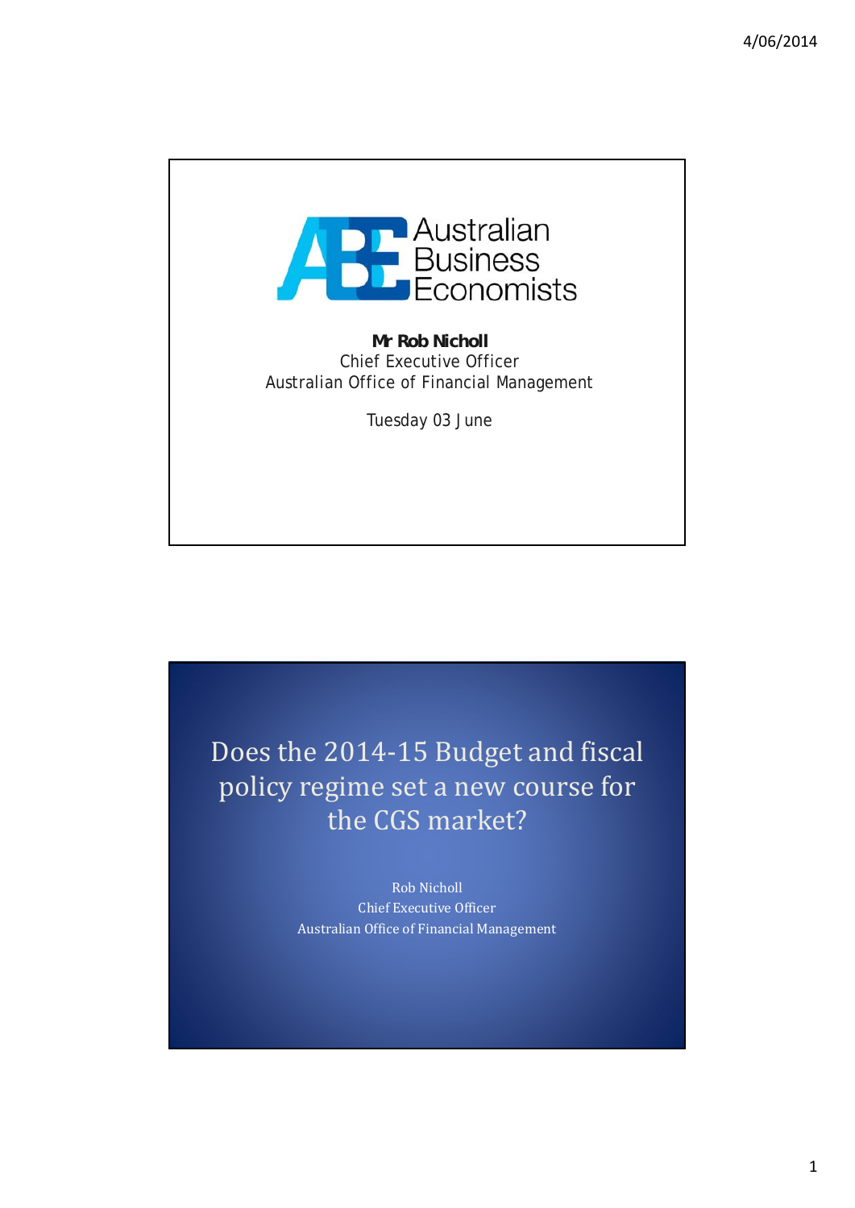Australian Business Economists

**Mr Rob Nicholl**
Chief Executive Officer
Australian Office of Financial Management

Tuesday 03 June

# Does the 2014-15 Budget and fiscal policy regime set a new course for the CGS market?

Rob Nicholl
Chief Executive Officer
Australian Office of Financial Management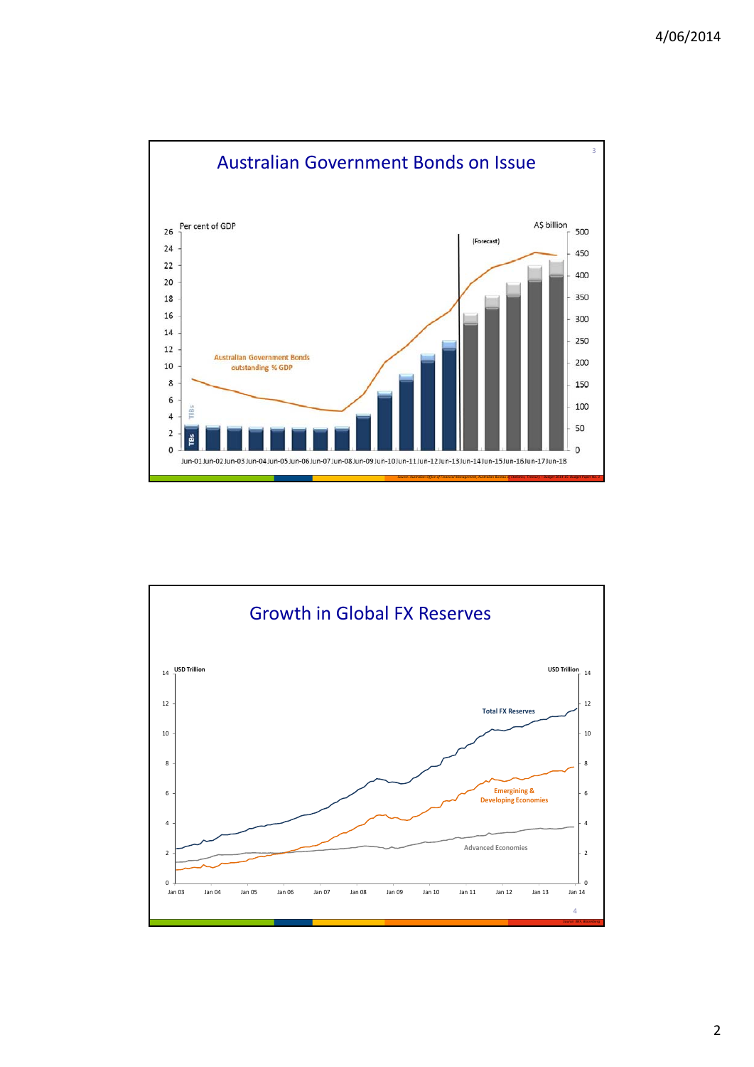## Australian Government Bonds on Issue

Per cent of GDP

A$ billion

(Forecast)

Australian Government Bonds outstanding % GDP

TBs

TIBs

Jun-01 Jun-02 Jun-03 Jun-04 Jun-05 Jun-06 Jun-07 Jun-08 Jun-09 Jun-10 Jun-11 Jun-12 Jun-13 Jun-14 Jun-15 Jun-16 Jun-17 Jun-18

## Growth in Global FX Reserves

USD Trillion

Total FX Reserves

Emergining & Developing Economies

Advanced Economies

Jan 03 Jan 04 Jan 05 Jan 06 Jan 07 Jan 08 Jan 09 Jan 10 Jan 11 Jan 12 Jan 13 Jan 14

Source: IMF, Bloomberg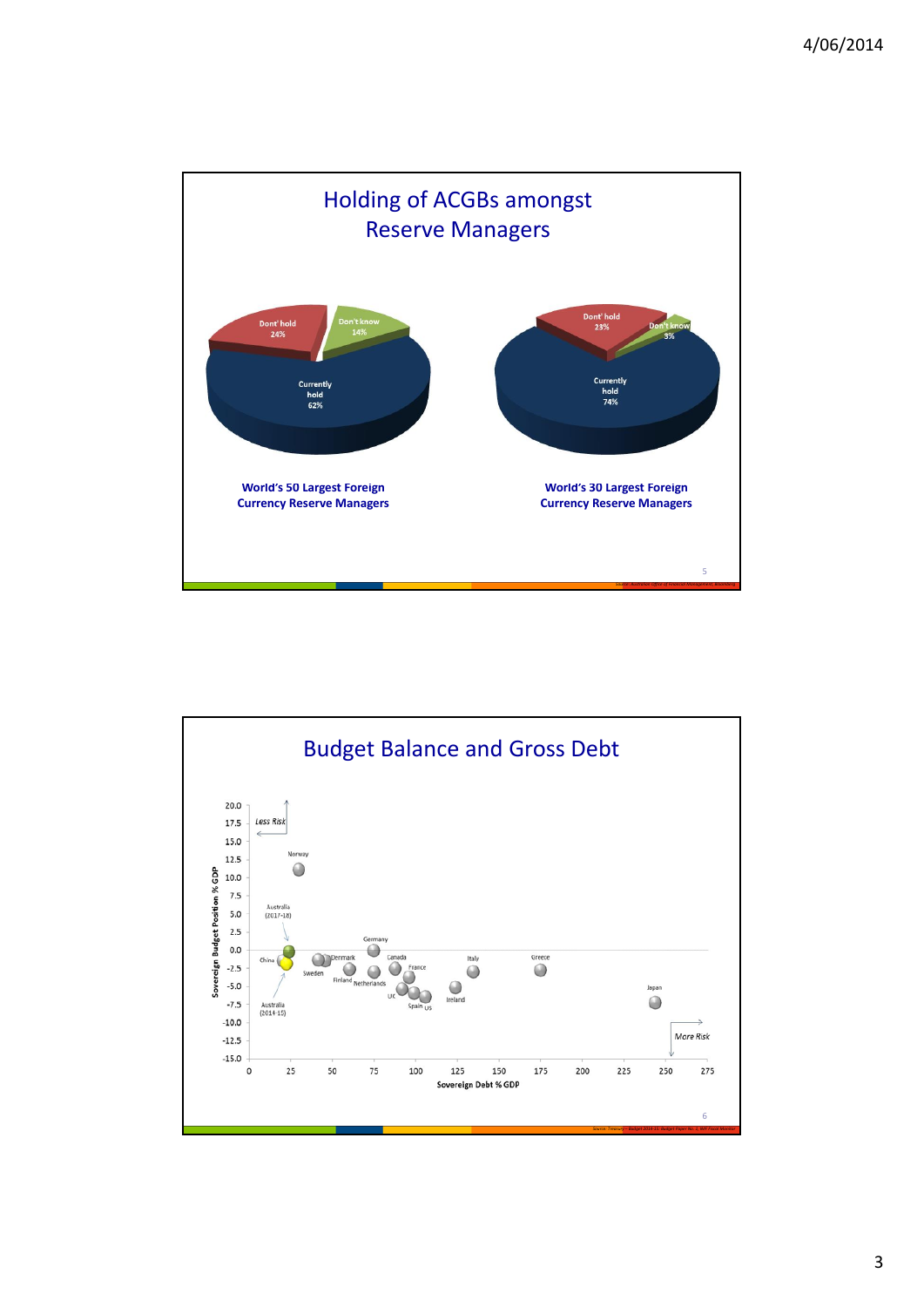## Holding of ACGBs amongst Reserve Managers

Dont' hold 24%

Don't know 14%

Currently hold 62%

**World's 50 Largest Foreign Currency Reserve Managers**

Dont' hold 23%

Don't know 3%

Currently hold 74%

**World's 30 Largest Foreign Currency Reserve Managers**

## Budget Balance and Gross Debt

Sovereign Budget Position % GDP

Sovereign Debt % GDP

Less Risk

More Risk

Norway, Australia (2017-18), China, Australia (2014-15), Denmark, Sweden, Finland, Netherlands, Germany, Canada, France, UK, Spain, US, Ireland, Italy, Greece, Japan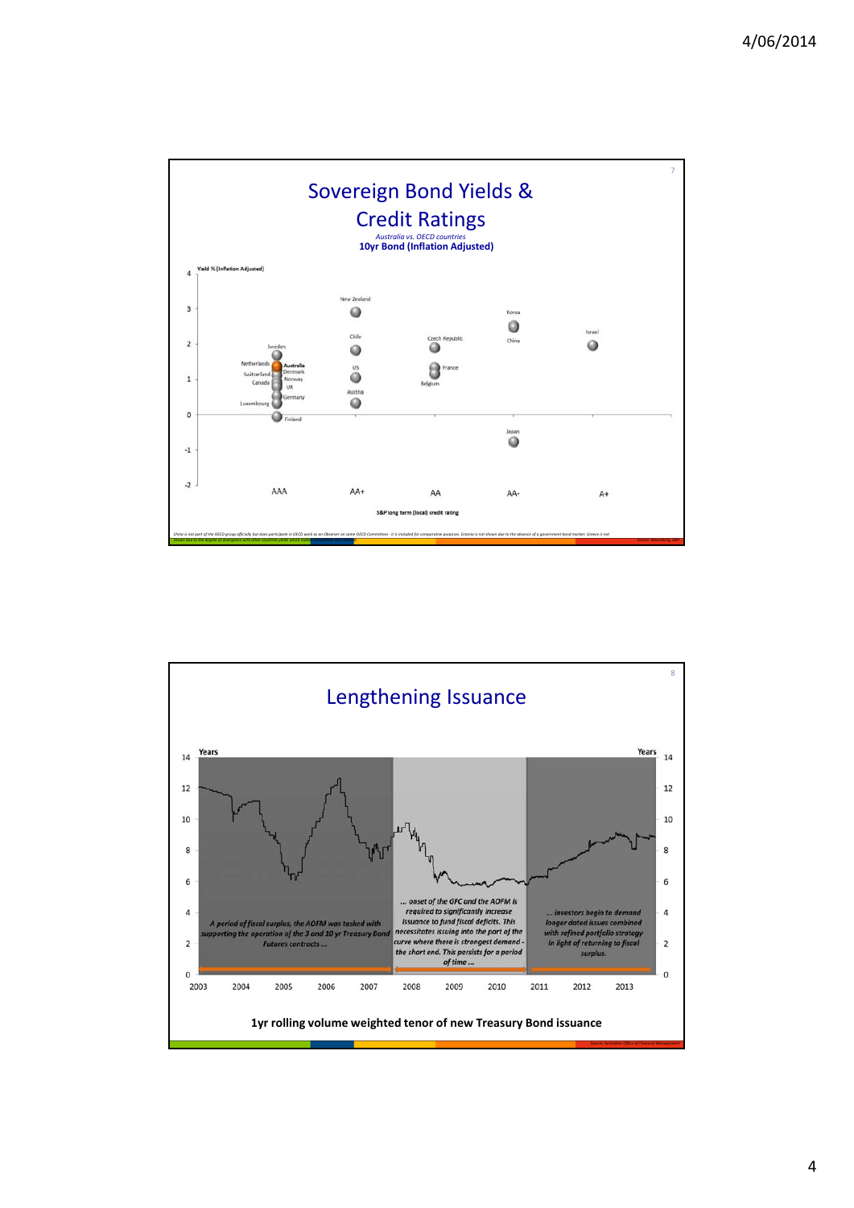## Sovereign Bond Yields & Credit Ratings

*Australia vs. OECD countries*

**10yr Bond (Inflation Adjusted)**

Yield % (Inflation Adjusted)

| S&P long term (local) credit rating | Countries |
|---|---|
| AAA | Sweden, Netherlands, Australia, Denmark, Switzerland, Norway, Canada, UK, Germany, Luxembourg, Finland |
| AA+ | New Zealand, Chile, US, Austria |
| AA | Czech Republic, France, Belgium |
| AA- | Korea, China, Japan |
| A+ | Israel |

S&P long term (local) credit rating

## Lengthening Issuance

*A period of fiscal surplus, the AOFM was tasked with supporting the operation of the 3 and 10 yr Treasury Bond Futures contracts ...*

*... onset of the GFC and the AOFM is required to significantly increase issuance to fund fiscal deficits. This necessitates issuing into the part of the curve where there is strongest demand - the short end. This persists for a period of time ...*

*... investors begin to demand longer dated issues combined with refined portfolio strategy in light of returning to fiscal surplus.*

**1yr rolling volume weighted tenor of new Treasury Bond issuance**

Source: Australian Office of Financial Management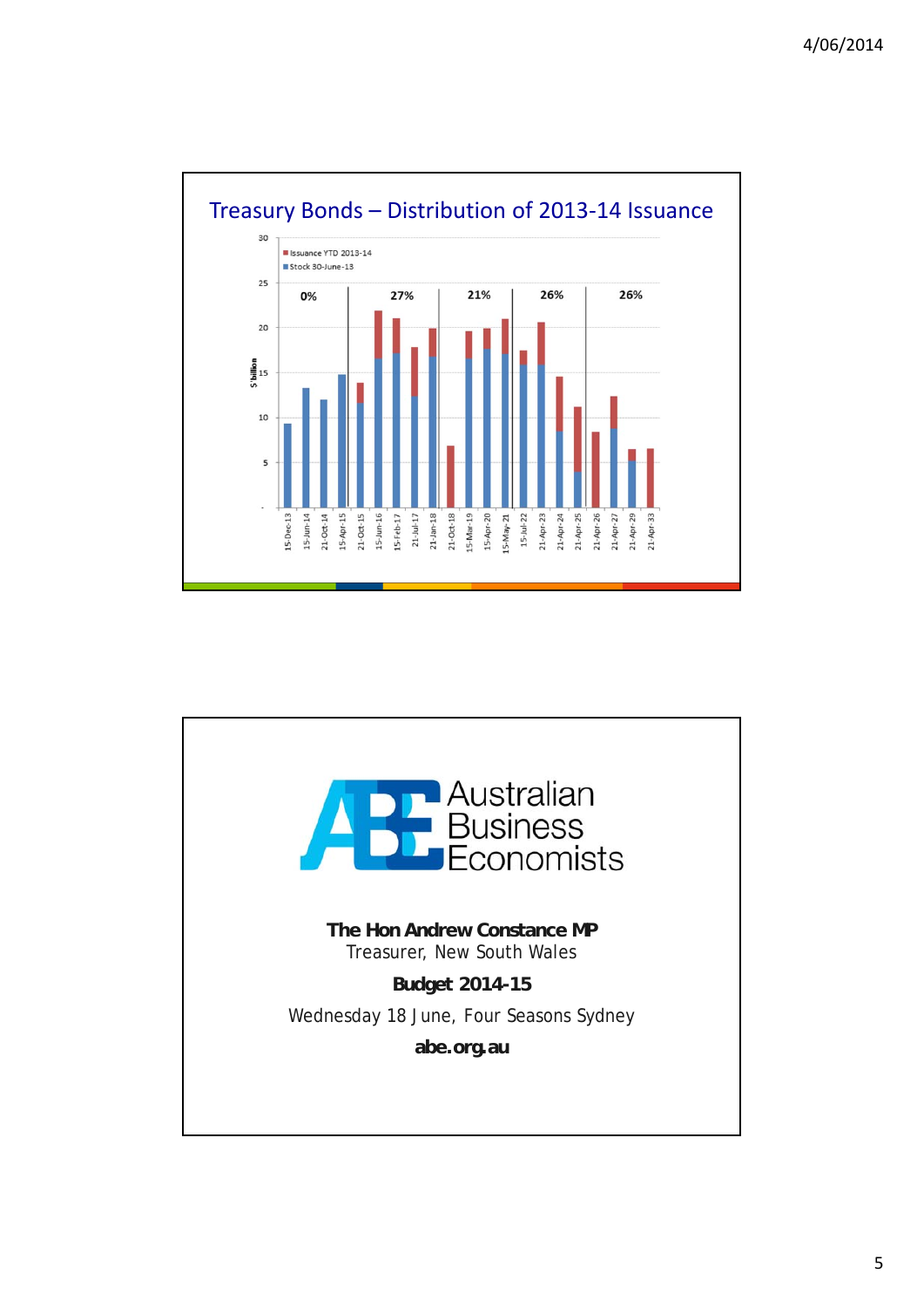## Treasury Bonds – Distribution of 2013-14 Issuance

■ Issuance YTD 2013-14
■ Stock 30-June-13

$ billion

30
25
20
15
10
5
-

0%
27%
21%
26%
26%

15-Dec-13
15-Jun-14
21-Oct-14
15-Apr-15
21-Oct-15
15-Jun-16
15-Feb-17
21-Jul-17
21-Jan-18
21-Oct-18
15-Mar-19
15-Apr-20
15-May-21
15-Jul-22
21-Apr-23
21-Apr-24
21-Apr-25
21-Apr-26
21-Apr-27
21-Apr-29
21-Apr-33

---

Australian Business Economists

**The Hon Andrew Constance MP**
Treasurer, New South Wales

**Budget 2014-15**

Wednesday 18 June, Four Seasons Sydney

**abe.org.au**